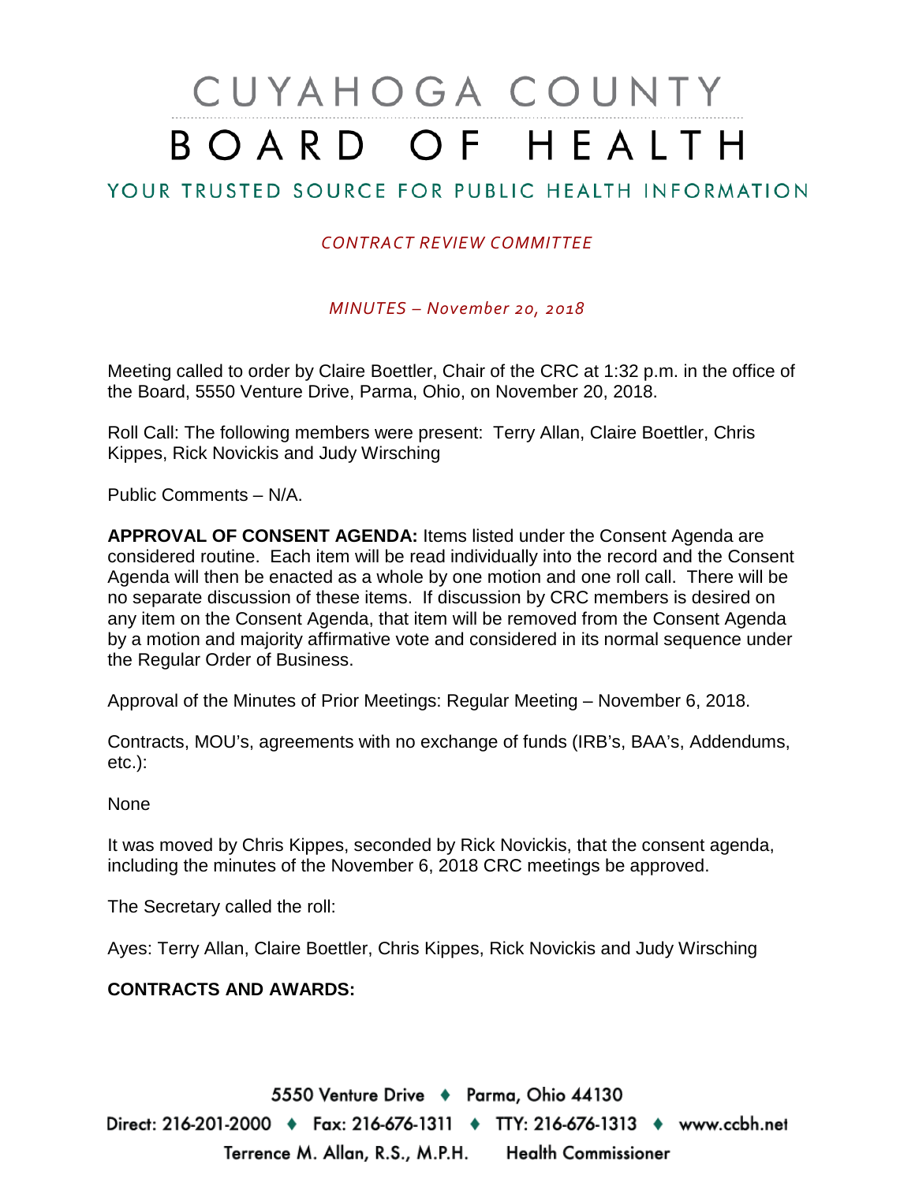# CUYAHOGA COUNTY BOARD OF HEALTH

## YOUR TRUSTED SOURCE FOR PUBLIC HEALTH INFORMATION

*CONTRACT REVIEW COMMITTEE*

*MINUTES – November 20, 2018*

Meeting called to order by Claire Boettler, Chair of the CRC at 1:32 p.m. in the office of the Board, 5550 Venture Drive, Parma, Ohio, on November 20, 2018.

Roll Call: The following members were present: Terry Allan, Claire Boettler, Chris Kippes, Rick Novickis and Judy Wirsching

Public Comments – N/A.

**APPROVAL OF CONSENT AGENDA:** Items listed under the Consent Agenda are considered routine. Each item will be read individually into the record and the Consent Agenda will then be enacted as a whole by one motion and one roll call. There will be no separate discussion of these items. If discussion by CRC members is desired on any item on the Consent Agenda, that item will be removed from the Consent Agenda by a motion and majority affirmative vote and considered in its normal sequence under the Regular Order of Business.

Approval of the Minutes of Prior Meetings: Regular Meeting – November 6, 2018.

Contracts, MOU's, agreements with no exchange of funds (IRB's, BAA's, Addendums, etc.):

None

It was moved by Chris Kippes, seconded by Rick Novickis, that the consent agenda, including the minutes of the November 6, 2018 CRC meetings be approved.

The Secretary called the roll:

Ayes: Terry Allan, Claire Boettler, Chris Kippes, Rick Novickis and Judy Wirsching

**CONTRACTS AND AWARDS:**

5550 Venture Drive ♦ Parma, Ohio 44130
Direct: 216-201-2000 ♦ Fax: 216-676-1311 ♦ TTY: 216-676-1313 ♦ www.ccbh.net
Terrence M. Allan, R.S., M.P.H. Health Commissioner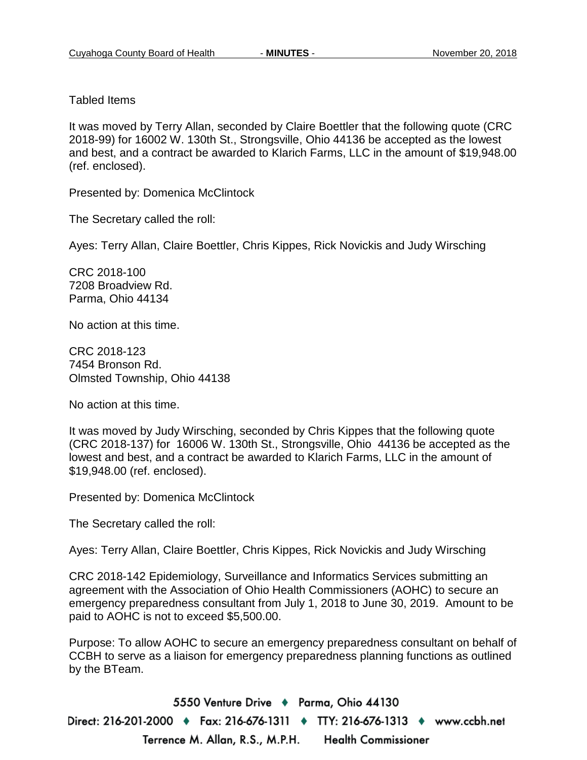Tabled Items

It was moved by Terry Allan, seconded by Claire Boettler that the following quote (CRC 2018-99) for 16002 W. 130th St., Strongsville, Ohio 44136 be accepted as the lowest and best, and a contract be awarded to Klarich Farms, LLC in the amount of $19,948.00 (ref. enclosed).

Presented by: Domenica McClintock

The Secretary called the roll:

Ayes: Terry Allan, Claire Boettler, Chris Kippes, Rick Novickis and Judy Wirsching

CRC 2018-100
7208 Broadview Rd.
Parma, Ohio 44134

No action at this time.

CRC 2018-123
7454 Bronson Rd.
Olmsted Township, Ohio 44138

No action at this time.

It was moved by Judy Wirsching, seconded by Chris Kippes that the following quote (CRC 2018-137) for 16006 W. 130th St., Strongsville, Ohio 44136 be accepted as the lowest and best, and a contract be awarded to Klarich Farms, LLC in the amount of $19,948.00 (ref. enclosed).

Presented by: Domenica McClintock

The Secretary called the roll:

Ayes: Terry Allan, Claire Boettler, Chris Kippes, Rick Novickis and Judy Wirsching

CRC 2018-142 Epidemiology, Surveillance and Informatics Services submitting an agreement with the Association of Ohio Health Commissioners (AOHC) to secure an emergency preparedness consultant from July 1, 2018 to June 30, 2019. Amount to be paid to AOHC is not to exceed $5,500.00.

Purpose: To allow AOHC to secure an emergency preparedness consultant on behalf of CCBH to serve as a liaison for emergency preparedness planning functions as outlined by the BTeam.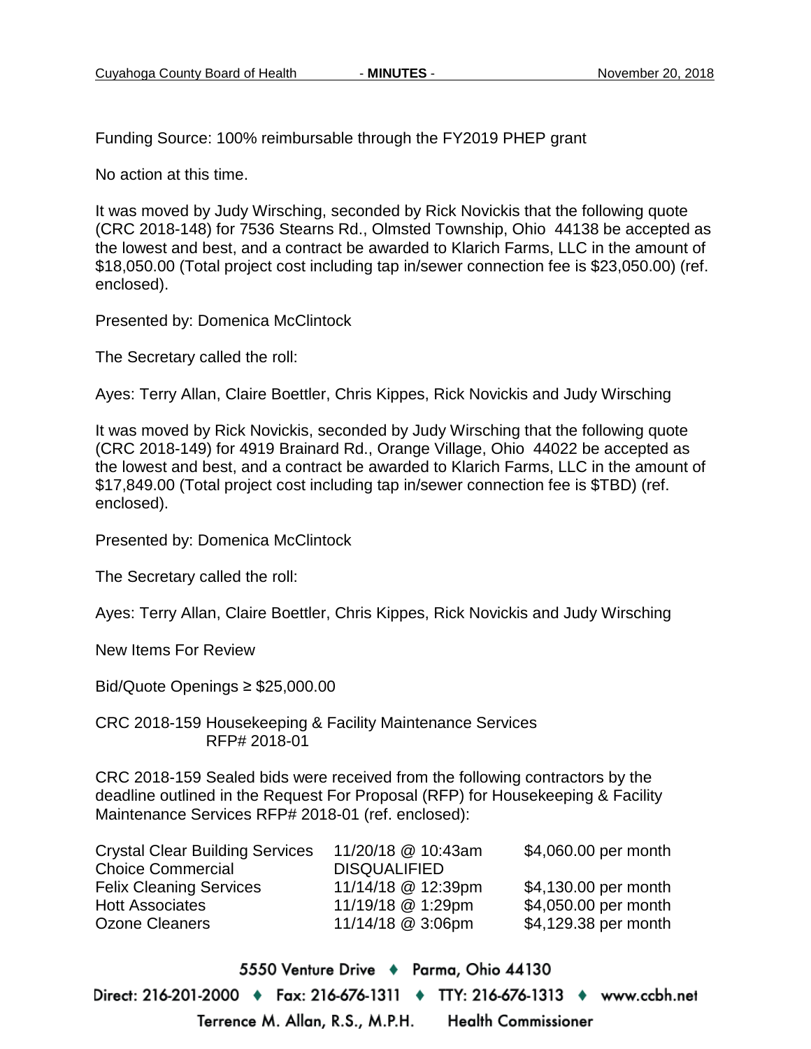Funding Source: 100% reimbursable through the FY2019 PHEP grant

No action at this time.

It was moved by Judy Wirsching, seconded by Rick Novickis that the following quote (CRC 2018-148) for 7536 Stearns Rd., Olmsted Township, Ohio 44138 be accepted as the lowest and best, and a contract be awarded to Klarich Farms, LLC in the amount of $18,050.00 (Total project cost including tap in/sewer connection fee is $23,050.00) (ref. enclosed).

Presented by: Domenica McClintock

The Secretary called the roll:

Ayes: Terry Allan, Claire Boettler, Chris Kippes, Rick Novickis and Judy Wirsching

It was moved by Rick Novickis, seconded by Judy Wirsching that the following quote (CRC 2018-149) for 4919 Brainard Rd., Orange Village, Ohio 44022 be accepted as the lowest and best, and a contract be awarded to Klarich Farms, LLC in the amount of $17,849.00 (Total project cost including tap in/sewer connection fee is $TBD) (ref. enclosed).

Presented by: Domenica McClintock

The Secretary called the roll:

Ayes: Terry Allan, Claire Boettler, Chris Kippes, Rick Novickis and Judy Wirsching

New Items For Review

Bid/Quote Openings ≥ $25,000.00

CRC 2018-159 Housekeeping & Facility Maintenance Services
RFP# 2018-01

CRC 2018-159 Sealed bids were received from the following contractors by the deadline outlined in the Request For Proposal (RFP) for Housekeeping & Facility Maintenance Services RFP# 2018-01 (ref. enclosed):

| | | |
|---|---|---|
| Crystal Clear Building Services | 11/20/18 @ 10:43am | $4,060.00 per month |
| Choice Commercial | DISQUALIFIED | |
| Felix Cleaning Services | 11/14/18 @ 12:39pm | $4,130.00 per month |
| Hott Associates | 11/19/18 @ 1:29pm | $4,050.00 per month |
| Ozone Cleaners | 11/14/18 @ 3:06pm | $4,129.38 per month |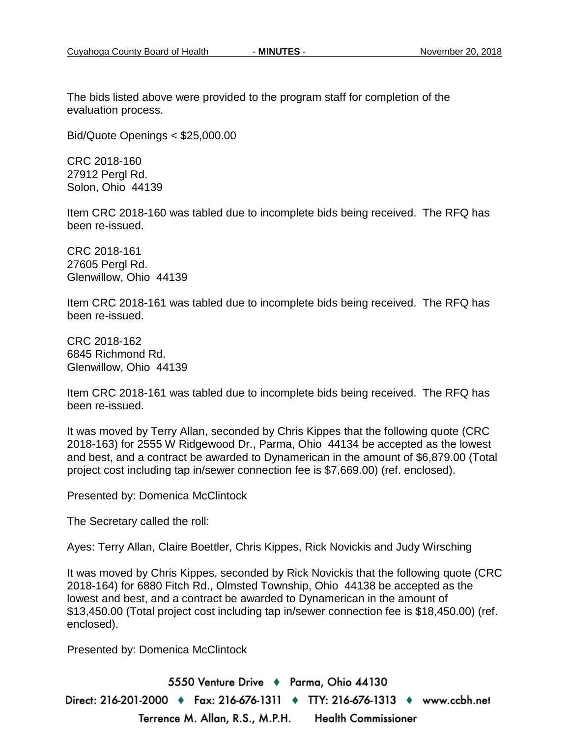The bids listed above were provided to the program staff for completion of the evaluation process.

Bid/Quote Openings < $25,000.00

CRC 2018-160
27912 Pergl Rd.
Solon, Ohio 44139

Item CRC 2018-160 was tabled due to incomplete bids being received. The RFQ has been re-issued.

CRC 2018-161
27605 Pergl Rd.
Glenwillow, Ohio 44139

Item CRC 2018-161 was tabled due to incomplete bids being received. The RFQ has been re-issued.

CRC 2018-162
6845 Richmond Rd.
Glenwillow, Ohio 44139

Item CRC 2018-161 was tabled due to incomplete bids being received. The RFQ has been re-issued.

It was moved by Terry Allan, seconded by Chris Kippes that the following quote (CRC 2018-163) for 2555 W Ridgewood Dr., Parma, Ohio 44134 be accepted as the lowest and best, and a contract be awarded to Dynamerican in the amount of $6,879.00 (Total project cost including tap in/sewer connection fee is $7,669.00) (ref. enclosed).

Presented by: Domenica McClintock

The Secretary called the roll:

Ayes: Terry Allan, Claire Boettler, Chris Kippes, Rick Novickis and Judy Wirsching

It was moved by Chris Kippes, seconded by Rick Novickis that the following quote (CRC 2018-164) for 6880 Fitch Rd., Olmsted Township, Ohio 44138 be accepted as the lowest and best, and a contract be awarded to Dynamerican in the amount of $13,450.00 (Total project cost including tap in/sewer connection fee is $18,450.00) (ref. enclosed).

Presented by: Domenica McClintock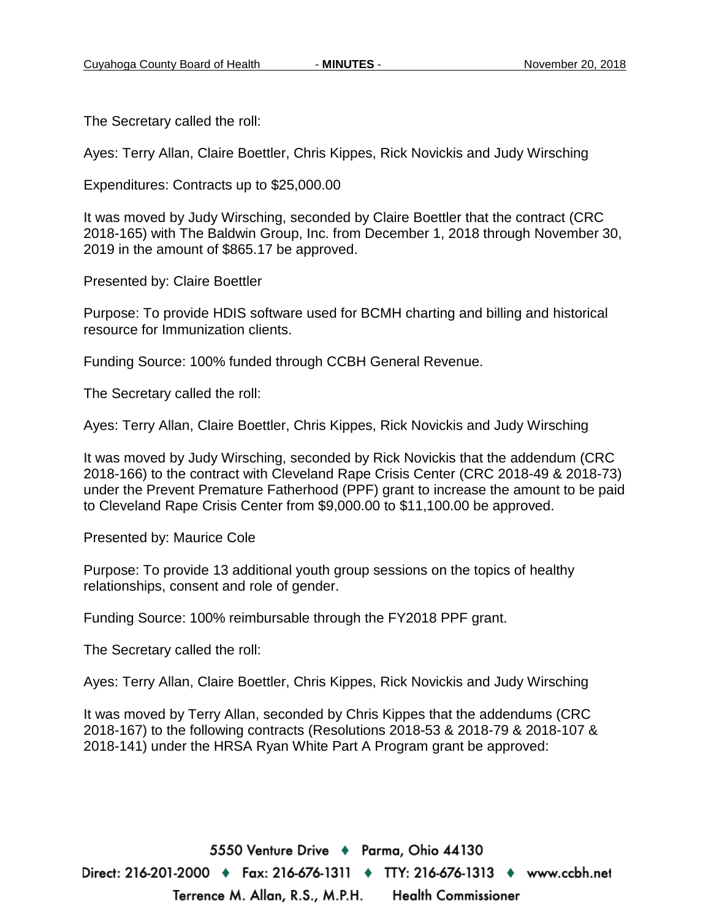The Secretary called the roll:

Ayes: Terry Allan, Claire Boettler, Chris Kippes, Rick Novickis and Judy Wirsching

Expenditures: Contracts up to $25,000.00

It was moved by Judy Wirsching, seconded by Claire Boettler that the contract (CRC 2018-165) with The Baldwin Group, Inc. from December 1, 2018 through November 30, 2019 in the amount of $865.17 be approved.

Presented by: Claire Boettler

Purpose: To provide HDIS software used for BCMH charting and billing and historical resource for Immunization clients.

Funding Source: 100% funded through CCBH General Revenue.

The Secretary called the roll:

Ayes: Terry Allan, Claire Boettler, Chris Kippes, Rick Novickis and Judy Wirsching

It was moved by Judy Wirsching, seconded by Rick Novickis that the addendum (CRC 2018-166) to the contract with Cleveland Rape Crisis Center (CRC 2018-49 & 2018-73) under the Prevent Premature Fatherhood (PPF) grant to increase the amount to be paid to Cleveland Rape Crisis Center from $9,000.00 to $11,100.00 be approved.

Presented by: Maurice Cole

Purpose: To provide 13 additional youth group sessions on the topics of healthy relationships, consent and role of gender.

Funding Source: 100% reimbursable through the FY2018 PPF grant.

The Secretary called the roll:

Ayes: Terry Allan, Claire Boettler, Chris Kippes, Rick Novickis and Judy Wirsching

It was moved by Terry Allan, seconded by Chris Kippes that the addendums (CRC 2018-167) to the following contracts (Resolutions 2018-53 & 2018-79 & 2018-107 & 2018-141) under the HRSA Ryan White Part A Program grant be approved: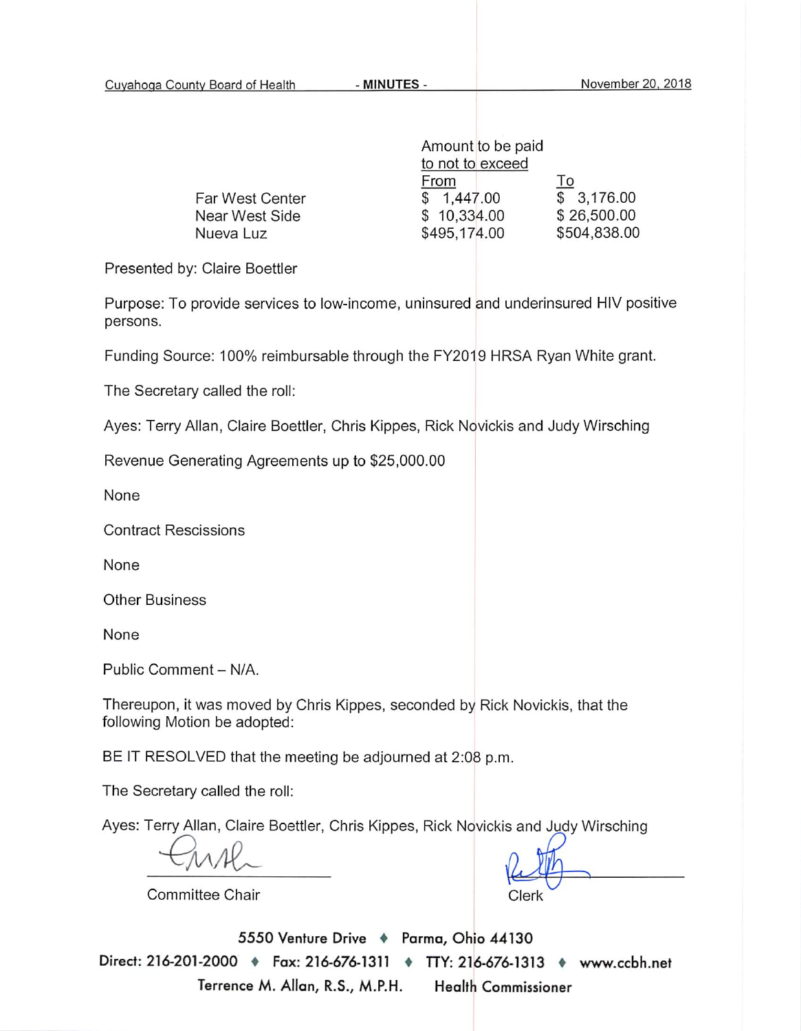| | Amount to be paid to not to exceed | |
|---|---|---|
| | From | To |
| Far West Center | $ 1,447.00 | $ 3,176.00 |
| Near West Side | $ 10,334.00 | $ 26,500.00 |
| Nueva Luz | $495,174.00 | $504,838.00 |

Presented by: Claire Boettler

Purpose: To provide services to low-income, uninsured and underinsured HIV positive persons.

Funding Source: 100% reimbursable through the FY2019 HRSA Ryan White grant.

The Secretary called the roll:

Ayes: Terry Allan, Claire Boettler, Chris Kippes, Rick Novickis and Judy Wirsching

Revenue Generating Agreements up to $25,000.00

None

Contract Rescissions

None

Other Business

None

Public Comment – N/A.

Thereupon, it was moved by Chris Kippes, seconded by Rick Novickis, that the following Motion be adopted:

BE IT RESOLVED that the meeting be adjourned at 2:08 p.m.

The Secretary called the roll:

Ayes: Terry Allan, Claire Boettler, Chris Kippes, Rick Novickis and Judy Wirsching

Committee Chair

Clerk

5550 Venture Drive ♦ Parma, Ohio 44130

Direct: 216-201-2000 ♦ Fax: 216-676-1311 ♦ TTY: 216-676-1313 ♦ www.ccbh.net

Terrence M. Allan, R.S., M.P.H. Health Commissioner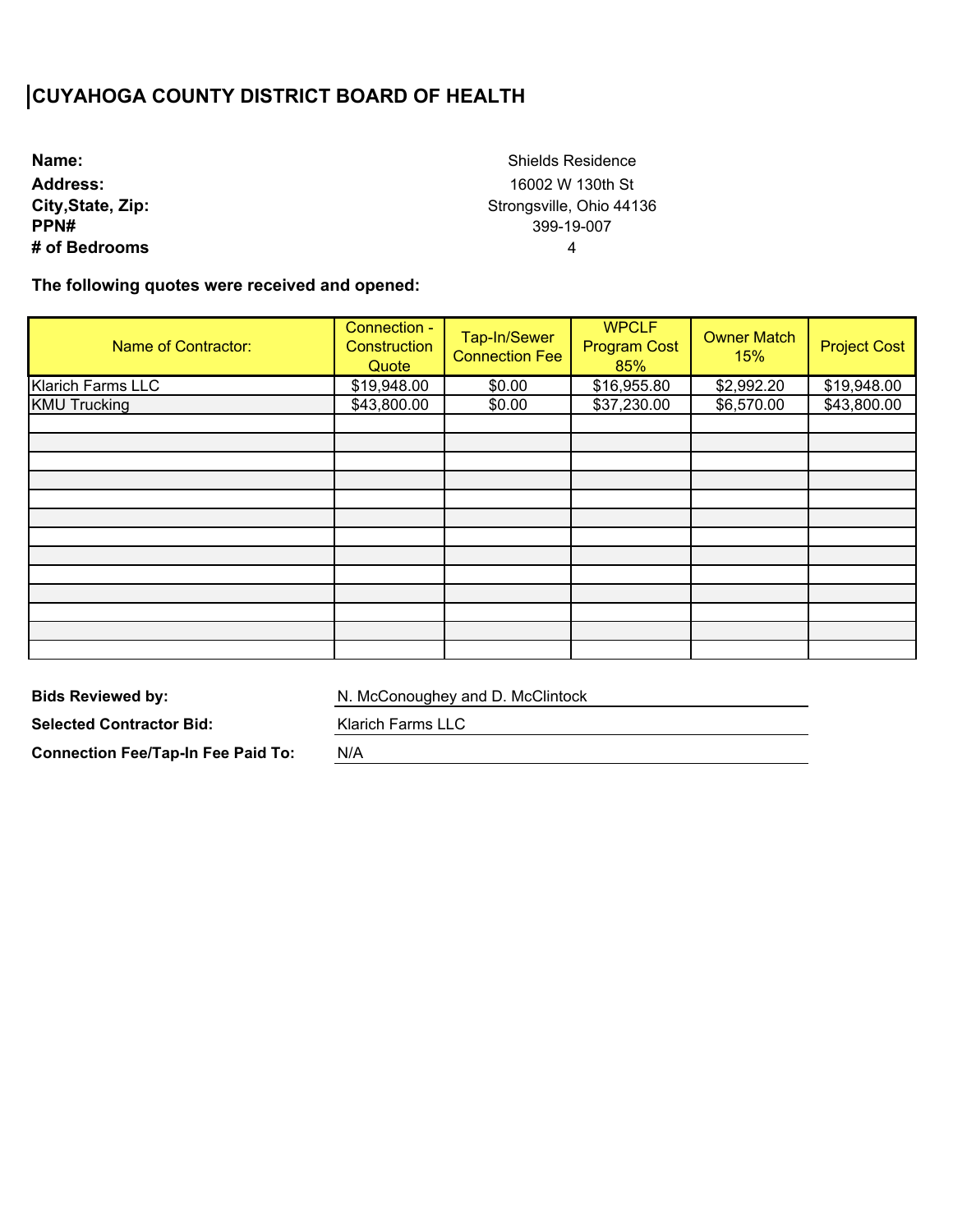# CUYAHOGA COUNTY DISTRICT BOARD OF HEALTH

**Name:** Shields Residence
**Address:** 16002 W 130th St
**City,State, Zip:** Strongsville, Ohio 44136
**PPN#** 399-19-007
**# of Bedrooms** 4

**The following quotes were received and opened:**

| Name of Contractor: | Connection - Construction Quote | Tap-In/Sewer Connection Fee | WPCLF Program Cost 85% | Owner Match 15% | Project Cost |
|---|---|---|---|---|---|
| Klarich Farms LLC | $19,948.00 | $0.00 | $16,955.80 | $2,992.20 | $19,948.00 |
| KMU Trucking | $43,800.00 | $0.00 | $37,230.00 | $6,570.00 | $43,800.00 |

**Bids Reviewed by:** N. McConoughey and D. McClintock

**Selected Contractor Bid:** Klarich Farms LLC

**Connection Fee/Tap-In Fee Paid To:** N/A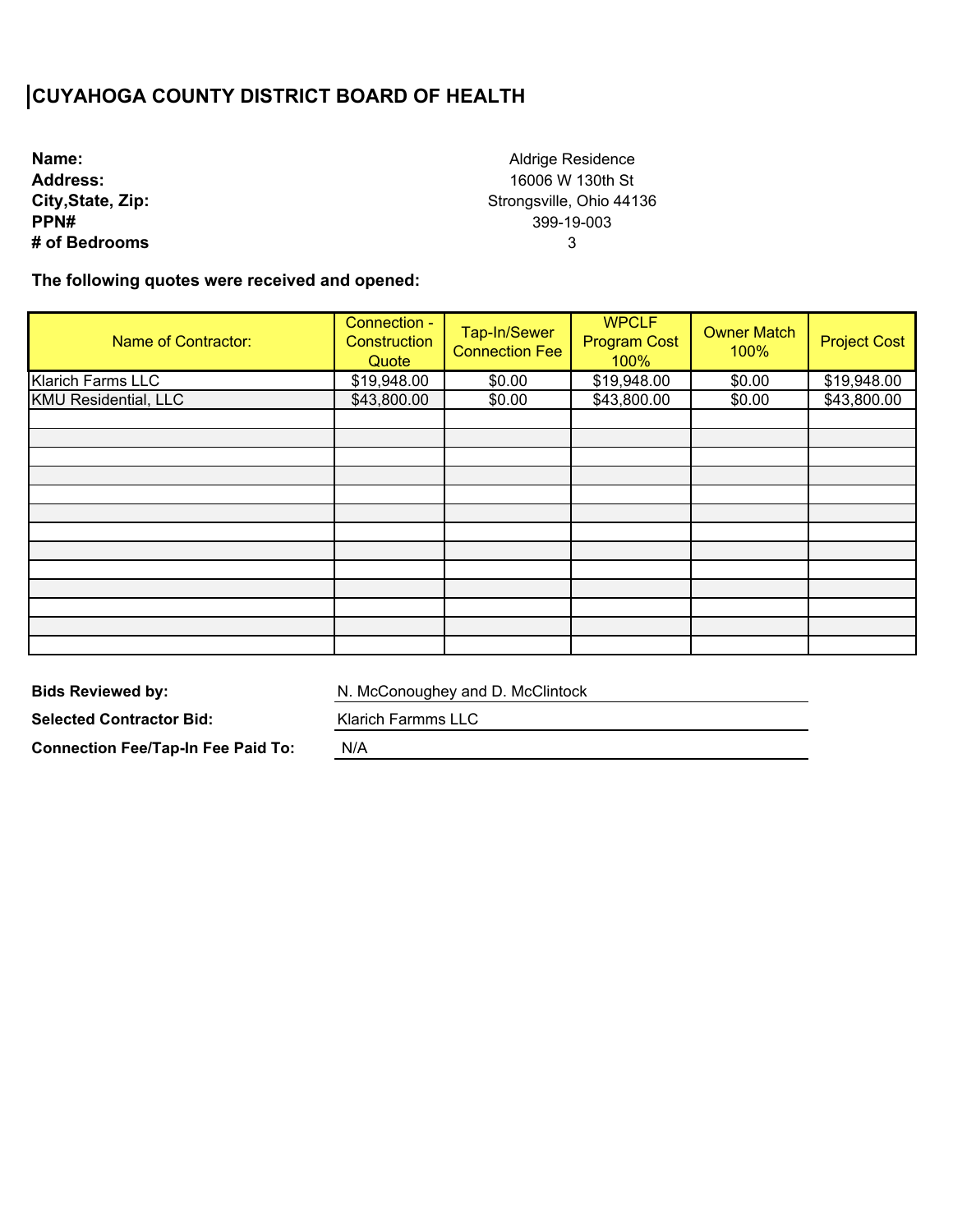# CUYAHOGA COUNTY DISTRICT BOARD OF HEALTH

**Name:** Aldrige Residence
**Address:** 16006 W 130th St
**City,State, Zip:** Strongsville, Ohio 44136
**PPN#** 399-19-003
**# of Bedrooms** 3

**The following quotes were received and opened:**

| Name of Contractor: | Connection - Construction Quote | Tap-In/Sewer Connection Fee | WPCLF Program Cost 100% | Owner Match 100% | Project Cost |
|---|---|---|---|---|---|
| Klarich Farms LLC | $19,948.00 | $0.00 | $19,948.00 | $0.00 | $19,948.00 |
| KMU Residential, LLC | $43,800.00 | $0.00 | $43,800.00 | $0.00 | $43,800.00 |

**Bids Reviewed by:** N. McConoughey and D. McClintock

**Selected Contractor Bid:** Klarich Farmms LLC

**Connection Fee/Tap-In Fee Paid To:** N/A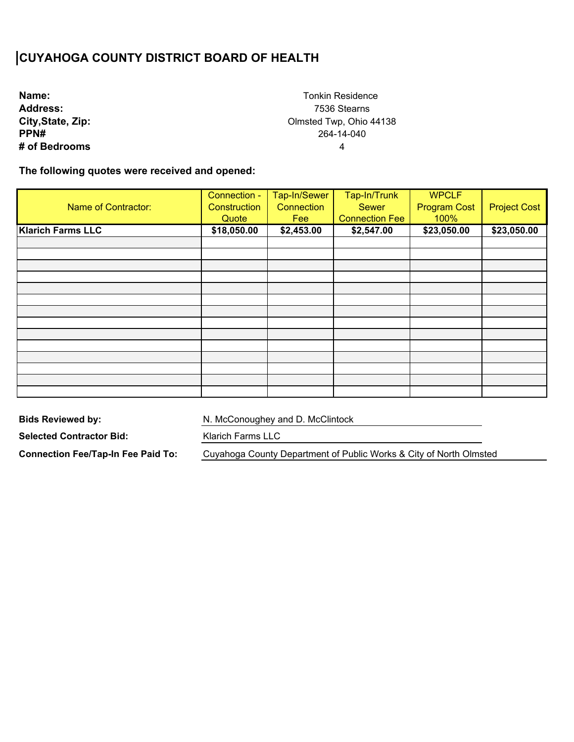# CUYAHOGA COUNTY DISTRICT BOARD OF HEALTH

**Name:** Tonkin Residence
**Address:** 7536 Stearns
**City,State, Zip:** Olmsted Twp, Ohio 44138
**PPN#** 264-14-040
**# of Bedrooms** 4

**The following quotes were received and opened:**

| Name of Contractor: | Connection - Construction Quote | Tap-In/Sewer Connection Fee | Tap-In/Trunk Sewer Connection Fee | WPCLF Program Cost 100% | Project Cost |
|---|---|---|---|---|---|
| **Klarich Farms LLC** | **$18,050.00** | **$2,453.00** | **$2,547.00** | **$23,050.00** | **$23,050.00** |
| | | | | | |
| | | | | | |
| | | | | | |
| | | | | | |
| | | | | | |
| | | | | | |
| | | | | | |
| | | | | | |
| | | | | | |
| | | | | | |
| | | | | | |
| | | | | | |
| | | | | | |
| | | | | | |

**Bids Reviewed by:** N. McConoughey and D. McClintock

**Selected Contractor Bid:** Klarich Farms LLC

**Connection Fee/Tap-In Fee Paid To:** Cuyahoga County Department of Public Works & City of North Olmsted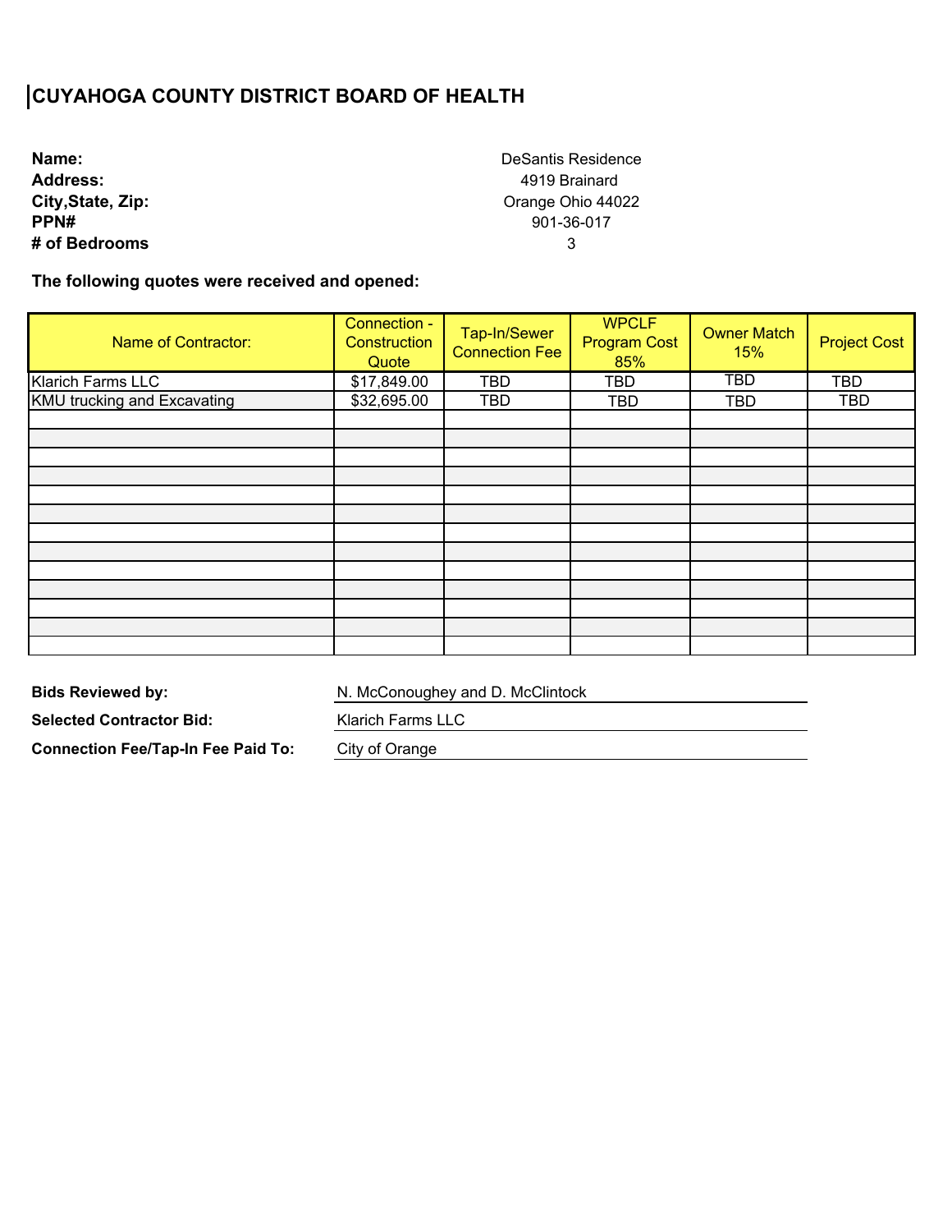# CUYAHOGA COUNTY DISTRICT BOARD OF HEALTH

**Name:** DeSantis Residence
**Address:** 4919 Brainard
**City,State, Zip:** Orange Ohio 44022
**PPN#** 901-36-017
**# of Bedrooms** 3

**The following quotes were received and opened:**

| Name of Contractor: | Connection - Construction Quote | Tap-In/Sewer Connection Fee | WPCLF Program Cost 85% | Owner Match 15% | Project Cost |
|---|---|---|---|---|---|
| Klarich Farms LLC | $17,849.00 | TBD | TBD | TBD | TBD |
| KMU trucking and Excavating | $32,695.00 | TBD | TBD | TBD | TBD |
| | | | | | |
| | | | | | |
| | | | | | |
| | | | | | |
| | | | | | |
| | | | | | |
| | | | | | |
| | | | | | |
| | | | | | |
| | | | | | |
| | | | | | |
| | | | | | |

**Bids Reviewed by:** N. McConoughey and D. McClintock

**Selected Contractor Bid:** Klarich Farms LLC

**Connection Fee/Tap-In Fee Paid To:** City of Orange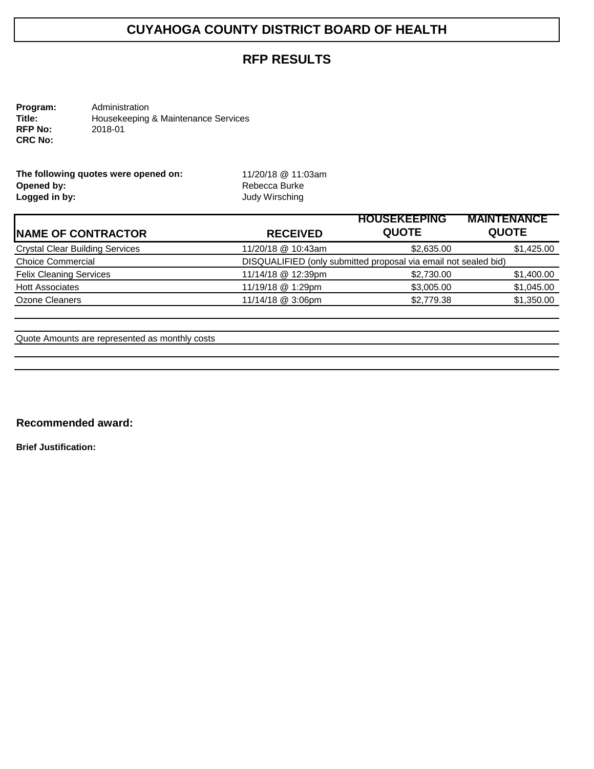# CUYAHOGA COUNTY DISTRICT BOARD OF HEALTH

## RFP RESULTS

**Program:** Administration
**Title:** Housekeeping & Maintenance Services
**RFP No:** 2018-01
**CRC No:**

**The following quotes were opened on:** 11/20/18 @ 11:03am
**Opened by:** Rebecca Burke
**Logged in by:** Judy Wirsching

| NAME OF CONTRACTOR | RECEIVED | HOUSEKEEPING QUOTE | MAINTENANCE QUOTE |
|---|---|---|---|
| Crystal Clear Building Services | 11/20/18 @ 10:43am | $2,635.00 | $1,425.00 |
| Choice Commercial | DISQUALIFIED (only submitted proposal via email not sealed bid) | | |
| Felix Cleaning Services | 11/14/18 @ 12:39pm | $2,730.00 | $1,400.00 |
| Hott Associates | 11/19/18 @ 1:29pm | $3,005.00 | $1,045.00 |
| Ozone Cleaners | 11/14/18 @ 3:06pm | $2,779.38 | $1,350.00 |

Quote Amounts are represented as monthly costs

**Recommended award:**

**Brief Justification:**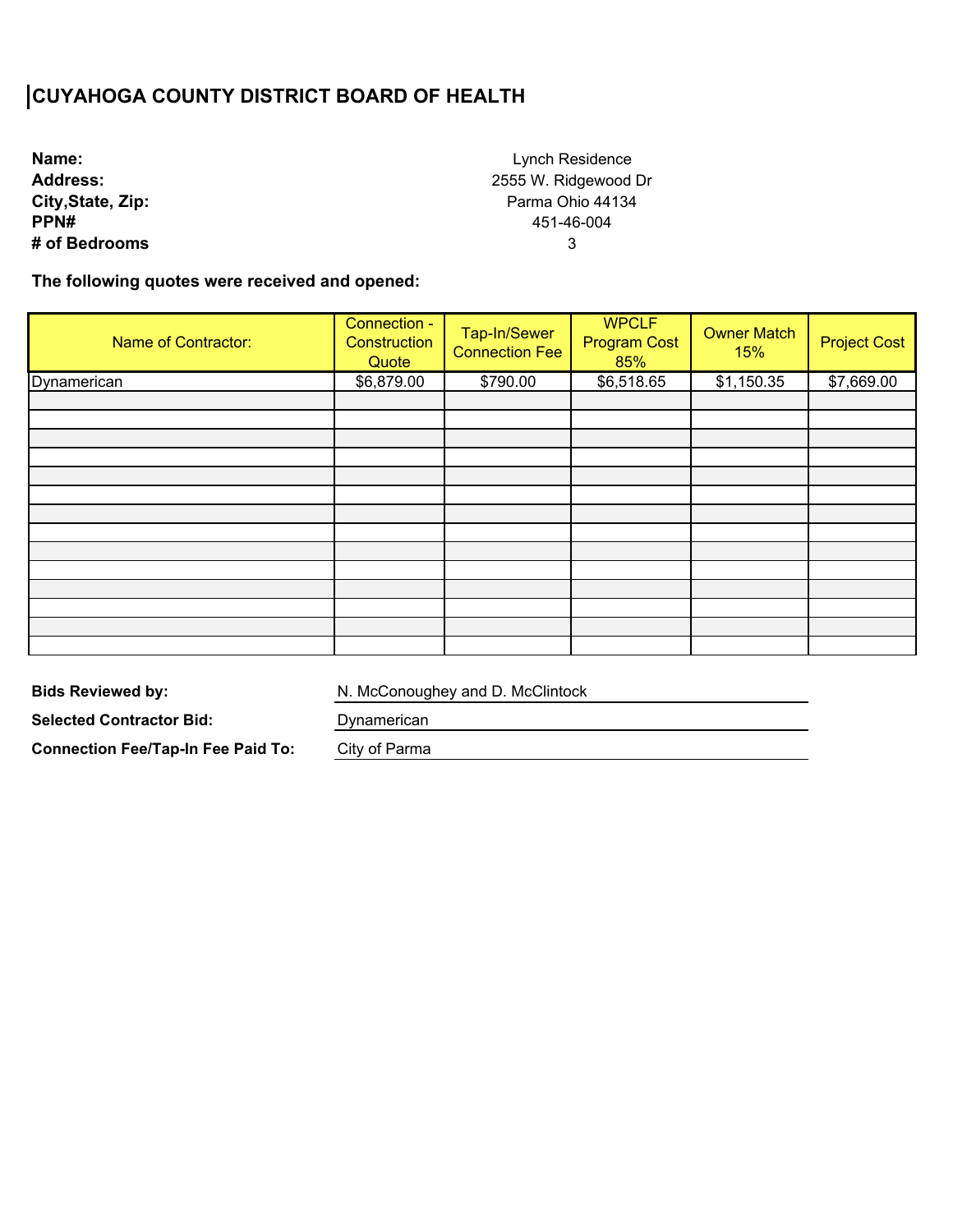# CUYAHOGA COUNTY DISTRICT BOARD OF HEALTH

**Name:** Lynch Residence
**Address:** 2555 W. Ridgewood Dr
**City,State, Zip:** Parma Ohio 44134
**PPN#** 451-46-004
**# of Bedrooms** 3

**The following quotes were received and opened:**

| Name of Contractor: | Connection - Construction Quote | Tap-In/Sewer Connection Fee | WPCLF Program Cost 85% | Owner Match 15% | Project Cost |
|---|---|---|---|---|---|
| Dynamerican | $6,879.00 | $790.00 | $6,518.65 | $1,150.35 | $7,669.00 |
| | | | | | |
| | | | | | |
| | | | | | |
| | | | | | |
| | | | | | |
| | | | | | |
| | | | | | |
| | | | | | |
| | | | | | |
| | | | | | |
| | | | | | |
| | | | | | |
| | | | | | |
| | | | | | |

**Bids Reviewed by:** N. McConoughey and D. McClintock

**Selected Contractor Bid:** Dynamerican

**Connection Fee/Tap-In Fee Paid To:** City of Parma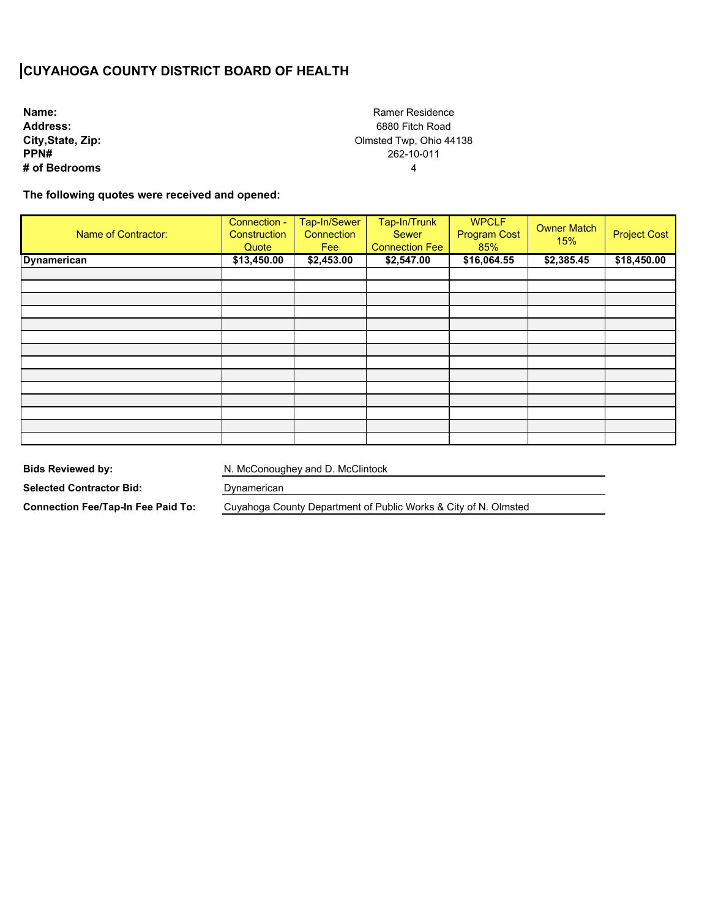# CUYAHOGA COUNTY DISTRICT BOARD OF HEALTH

| | |
|---|---|
| **Name:** | Ramer Residence |
| **Address:** | 6880 Fitch Road |
| **City,State, Zip:** | Olmsted Twp, Ohio 44138 |
| **PPN#** | 262-10-011 |
| **# of Bedrooms** | 4 |

**The following quotes were received and opened:**

| Name of Contractor: | Connection - Construction Quote | Tap-In/Sewer Connection Fee | Tap-In/Trunk Sewer Connection Fee | WPCLF Program Cost 85% | Owner Match 15% | Project Cost |
|---|---|---|---|---|---|---|
| **Dynamerican** | **$13,450.00** | **$2,453.00** | **$2,547.00** | **$16,064.55** | **$2,385.45** | **$18,450.00** |

| | |
|---|---|
| **Bids Reviewed by:** | N. McConoughey and D. McClintock |
| **Selected Contractor Bid:** | Dynamerican |
| **Connection Fee/Tap-In Fee Paid To:** | Cuyahoga County Department of Public Works & City of N. Olmsted |